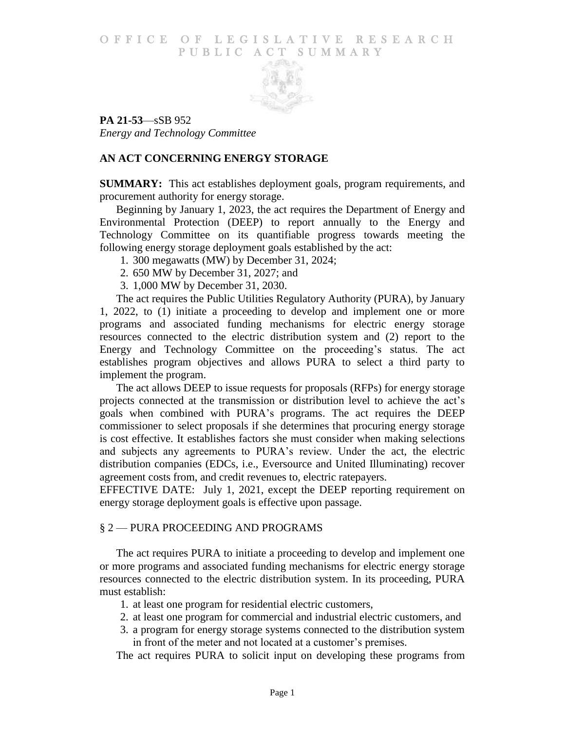# OFFICE OF LEGISLATIVE RESEARCH
## PUBLIC ACT SUMMARY

**PA 21-53**—sSB 952
*Energy and Technology Committee*

## AN ACT CONCERNING ENERGY STORAGE

**SUMMARY:** This act establishes deployment goals, program requirements, and procurement authority for energy storage.

Beginning by January 1, 2023, the act requires the Department of Energy and Environmental Protection (DEEP) to report annually to the Energy and Technology Committee on its quantifiable progress towards meeting the following energy storage deployment goals established by the act:

1. 300 megawatts (MW) by December 31, 2024;
2. 650 MW by December 31, 2027; and
3. 1,000 MW by December 31, 2030.

The act requires the Public Utilities Regulatory Authority (PURA), by January 1, 2022, to (1) initiate a proceeding to develop and implement one or more programs and associated funding mechanisms for electric energy storage resources connected to the electric distribution system and (2) report to the Energy and Technology Committee on the proceeding's status. The act establishes program objectives and allows PURA to select a third party to implement the program.

The act allows DEEP to issue requests for proposals (RFPs) for energy storage projects connected at the transmission or distribution level to achieve the act's goals when combined with PURA's programs. The act requires the DEEP commissioner to select proposals if she determines that procuring energy storage is cost effective. It establishes factors she must consider when making selections and subjects any agreements to PURA's review. Under the act, the electric distribution companies (EDCs, i.e., Eversource and United Illuminating) recover agreement costs from, and credit revenues to, electric ratepayers.

EFFECTIVE DATE: July 1, 2021, except the DEEP reporting requirement on energy storage deployment goals is effective upon passage.

### § 2 — PURA PROCEEDING AND PROGRAMS

The act requires PURA to initiate a proceeding to develop and implement one or more programs and associated funding mechanisms for electric energy storage resources connected to the electric distribution system. In its proceeding, PURA must establish:

1. at least one program for residential electric customers,
2. at least one program for commercial and industrial electric customers, and
3. a program for energy storage systems connected to the distribution system in front of the meter and not located at a customer's premises.

The act requires PURA to solicit input on developing these programs from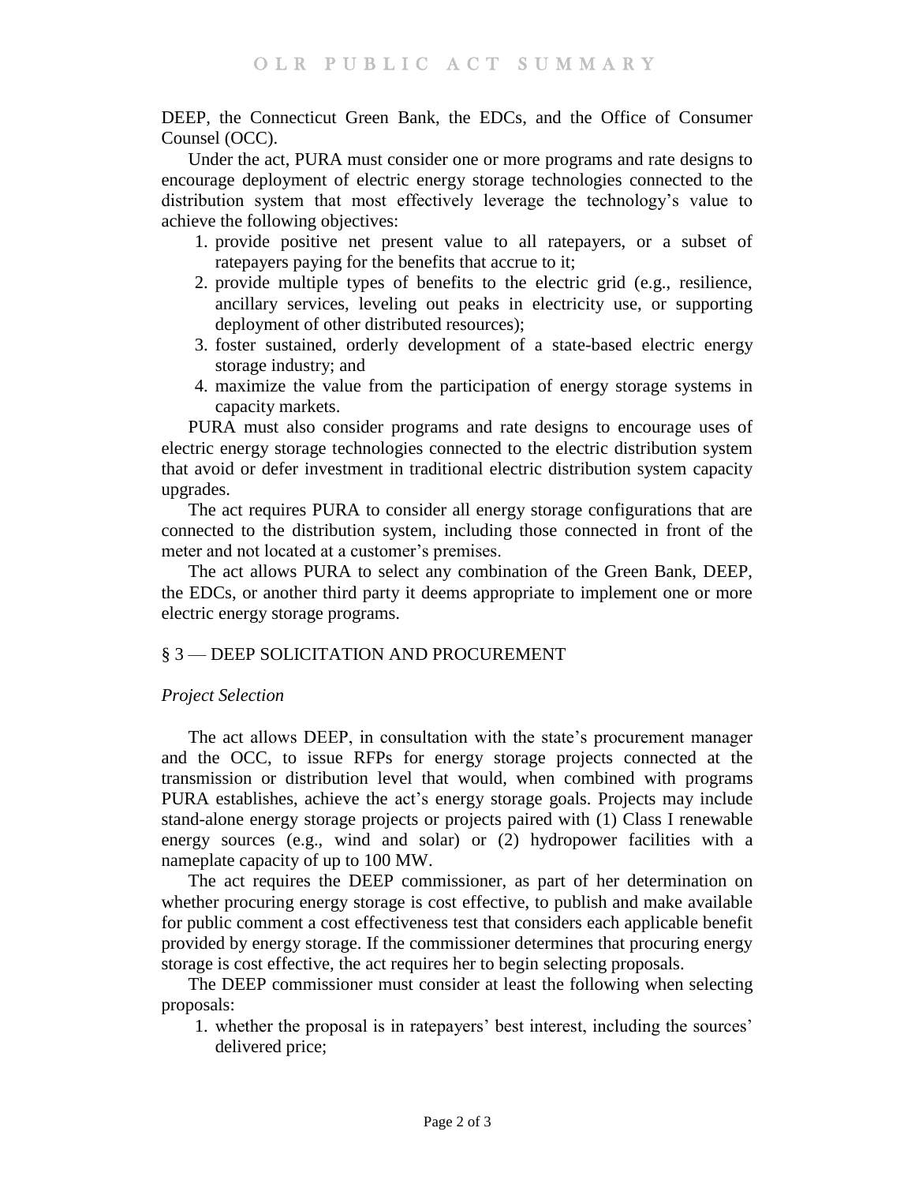DEEP, the Connecticut Green Bank, the EDCs, and the Office of Consumer Counsel (OCC).

Under the act, PURA must consider one or more programs and rate designs to encourage deployment of electric energy storage technologies connected to the distribution system that most effectively leverage the technology's value to achieve the following objectives:

1. provide positive net present value to all ratepayers, or a subset of ratepayers paying for the benefits that accrue to it;
2. provide multiple types of benefits to the electric grid (e.g., resilience, ancillary services, leveling out peaks in electricity use, or supporting deployment of other distributed resources);
3. foster sustained, orderly development of a state-based electric energy storage industry; and
4. maximize the value from the participation of energy storage systems in capacity markets.

PURA must also consider programs and rate designs to encourage uses of electric energy storage technologies connected to the electric distribution system that avoid or defer investment in traditional electric distribution system capacity upgrades.

The act requires PURA to consider all energy storage configurations that are connected to the distribution system, including those connected in front of the meter and not located at a customer's premises.

The act allows PURA to select any combination of the Green Bank, DEEP, the EDCs, or another third party it deems appropriate to implement one or more electric energy storage programs.

## § 3 — DEEP SOLICITATION AND PROCUREMENT

### *Project Selection*

The act allows DEEP, in consultation with the state's procurement manager and the OCC, to issue RFPs for energy storage projects connected at the transmission or distribution level that would, when combined with programs PURA establishes, achieve the act's energy storage goals. Projects may include stand-alone energy storage projects or projects paired with (1) Class I renewable energy sources (e.g., wind and solar) or (2) hydropower facilities with a nameplate capacity of up to 100 MW.

The act requires the DEEP commissioner, as part of her determination on whether procuring energy storage is cost effective, to publish and make available for public comment a cost effectiveness test that considers each applicable benefit provided by energy storage. If the commissioner determines that procuring energy storage is cost effective, the act requires her to begin selecting proposals.

The DEEP commissioner must consider at least the following when selecting proposals:

1. whether the proposal is in ratepayers' best interest, including the sources' delivered price;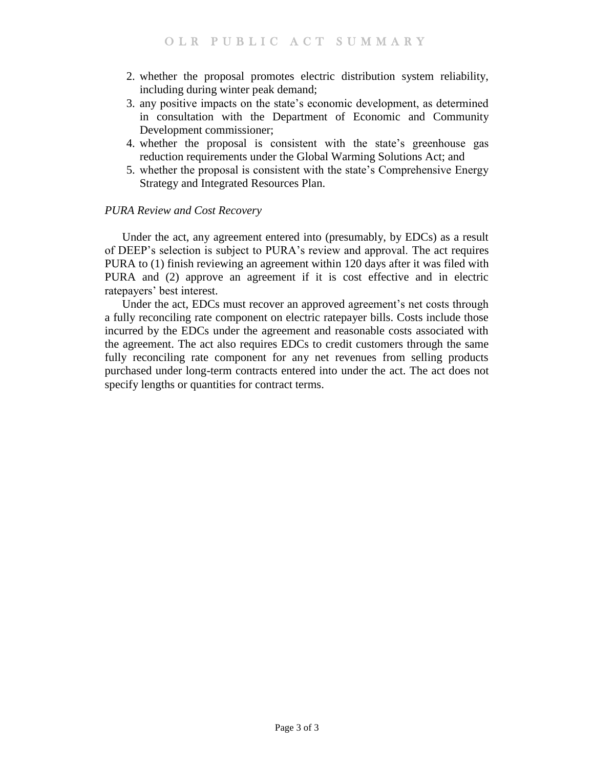2. whether the proposal promotes electric distribution system reliability, including during winter peak demand;
3. any positive impacts on the state's economic development, as determined in consultation with the Department of Economic and Community Development commissioner;
4. whether the proposal is consistent with the state's greenhouse gas reduction requirements under the Global Warming Solutions Act; and
5. whether the proposal is consistent with the state's Comprehensive Energy Strategy and Integrated Resources Plan.

*PURA Review and Cost Recovery*

Under the act, any agreement entered into (presumably, by EDCs) as a result of DEEP's selection is subject to PURA's review and approval. The act requires PURA to (1) finish reviewing an agreement within 120 days after it was filed with PURA and (2) approve an agreement if it is cost effective and in electric ratepayers' best interest.

Under the act, EDCs must recover an approved agreement's net costs through a fully reconciling rate component on electric ratepayer bills. Costs include those incurred by the EDCs under the agreement and reasonable costs associated with the agreement. The act also requires EDCs to credit customers through the same fully reconciling rate component for any net revenues from selling products purchased under long-term contracts entered into under the act. The act does not specify lengths or quantities for contract terms.